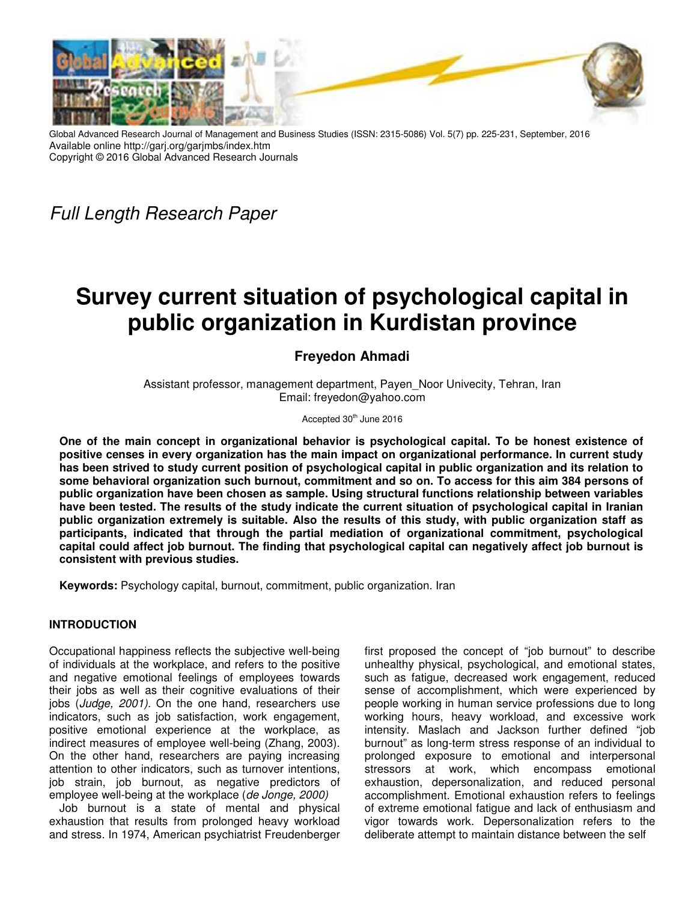Global Advanced Research Journal of Management and Business Studies (ISSN: 2315-5086) Vol. 5(7) pp. 225-231, September, 2016
Available online http://garj.org/garjmbs/index.htm
Copyright © 2016 Global Advanced Research Journals

*Full Length Research Paper*

# Survey current situation of psychological capital in public organization in Kurdistan province

**Freyedon Ahmadi**

Assistant professor, management department, Payen_Noor Univecity, Tehran, Iran
Email: freyedon@yahoo.com

Accepted 30th June 2016

**One of the main concept in organizational behavior is psychological capital. To be honest existence of positive censes in every organization has the main impact on organizational performance. In current study has been strived to study current position of psychological capital in public organization and its relation to some behavioral organization such burnout, commitment and so on. To access for this aim 384 persons of public organization have been chosen as sample. Using structural functions relationship between variables have been tested. The results of the study indicate the current situation of psychological capital in Iranian public organization extremely is suitable. Also the results of this study, with public organization staff as participants, indicated that through the partial mediation of organizational commitment, psychological capital could affect job burnout. The finding that psychological capital can negatively affect job burnout is consistent with previous studies.**

**Keywords:** Psychology capital, burnout, commitment, public organization. Iran

## INTRODUCTION

Occupational happiness reflects the subjective well-being of individuals at the workplace, and refers to the positive and negative emotional feelings of employees towards their jobs as well as their cognitive evaluations of their jobs (*Judge, 2001).* On the one hand, researchers use indicators, such as job satisfaction, work engagement, positive emotional experience at the workplace, as indirect measures of employee well-being (Zhang, 2003). On the other hand, researchers are paying increasing attention to other indicators, such as turnover intentions, job strain, job burnout, as negative predictors of employee well-being at the workplace (*de Jonge, 2000)*

Job burnout is a state of mental and physical exhaustion that results from prolonged heavy workload and stress. In 1974, American psychiatrist Freudenberger first proposed the concept of "job burnout" to describe unhealthy physical, psychological, and emotional states, such as fatigue, decreased work engagement, reduced sense of accomplishment, which were experienced by people working in human service professions due to long working hours, heavy workload, and excessive work intensity. Maslach and Jackson further defined "job burnout" as long-term stress response of an individual to prolonged exposure to emotional and interpersonal stressors at work, which encompass emotional exhaustion, depersonalization, and reduced personal accomplishment. Emotional exhaustion refers to feelings of extreme emotional fatigue and lack of enthusiasm and vigor towards work. Depersonalization refers to the deliberate attempt to maintain distance between the self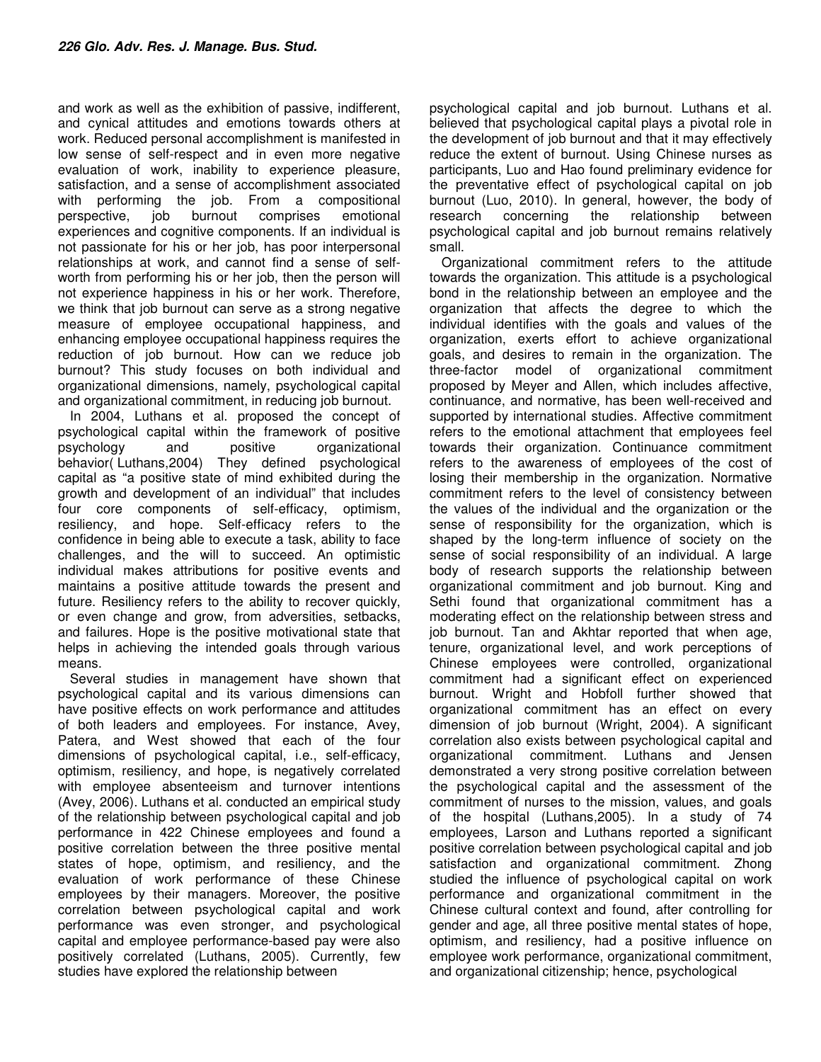and work as well as the exhibition of passive, indifferent, and cynical attitudes and emotions towards others at work. Reduced personal accomplishment is manifested in low sense of self-respect and in even more negative evaluation of work, inability to experience pleasure, satisfaction, and a sense of accomplishment associated with performing the job. From a compositional perspective, job burnout comprises emotional experiences and cognitive components. If an individual is not passionate for his or her job, has poor interpersonal relationships at work, and cannot find a sense of self-worth from performing his or her job, then the person will not experience happiness in his or her work. Therefore, we think that job burnout can serve as a strong negative measure of employee occupational happiness, and enhancing employee occupational happiness requires the reduction of job burnout. How can we reduce job burnout? This study focuses on both individual and organizational dimensions, namely, psychological capital and organizational commitment, in reducing job burnout.

In 2004, Luthans et al. proposed the concept of psychological capital within the framework of positive psychology and positive organizational behavior( Luthans,2004) They defined psychological capital as "a positive state of mind exhibited during the growth and development of an individual" that includes four core components of self-efficacy, optimism, resiliency, and hope. Self-efficacy refers to the confidence in being able to execute a task, ability to face challenges, and the will to succeed. An optimistic individual makes attributions for positive events and maintains a positive attitude towards the present and future. Resiliency refers to the ability to recover quickly, or even change and grow, from adversities, setbacks, and failures. Hope is the positive motivational state that helps in achieving the intended goals through various means.

Several studies in management have shown that psychological capital and its various dimensions can have positive effects on work performance and attitudes of both leaders and employees. For instance, Avey, Patera, and West showed that each of the four dimensions of psychological capital, i.e., self-efficacy, optimism, resiliency, and hope, is negatively correlated with employee absenteeism and turnover intentions (Avey, 2006). Luthans et al. conducted an empirical study of the relationship between psychological capital and job performance in 422 Chinese employees and found a positive correlation between the three positive mental states of hope, optimism, and resiliency, and the evaluation of work performance of these Chinese employees by their managers. Moreover, the positive correlation between psychological capital and work performance was even stronger, and psychological capital and employee performance-based pay were also positively correlated (Luthans, 2005). Currently, few studies have explored the relationship between psychological capital and job burnout. Luthans et al. believed that psychological capital plays a pivotal role in the development of job burnout and that it may effectively reduce the extent of burnout. Using Chinese nurses as participants, Luo and Hao found preliminary evidence for the preventative effect of psychological capital on job burnout (Luo, 2010). In general, however, the body of research concerning the relationship between psychological capital and job burnout remains relatively small.

Organizational commitment refers to the attitude towards the organization. This attitude is a psychological bond in the relationship between an employee and the organization that affects the degree to which the individual identifies with the goals and values of the organization, exerts effort to achieve organizational goals, and desires to remain in the organization. The three-factor model of organizational commitment proposed by Meyer and Allen, which includes affective, continuance, and normative, has been well-received and supported by international studies. Affective commitment refers to the emotional attachment that employees feel towards their organization. Continuance commitment refers to the awareness of employees of the cost of losing their membership in the organization. Normative commitment refers to the level of consistency between the values of the individual and the organization or the sense of responsibility for the organization, which is shaped by the long-term influence of society on the sense of social responsibility of an individual. A large body of research supports the relationship between organizational commitment and job burnout. King and Sethi found that organizational commitment has a moderating effect on the relationship between stress and job burnout. Tan and Akhtar reported that when age, tenure, organizational level, and work perceptions of Chinese employees were controlled, organizational commitment had a significant effect on experienced burnout. Wright and Hobfoll further showed that organizational commitment has an effect on every dimension of job burnout (Wright, 2004). A significant correlation also exists between psychological capital and organizational commitment. Luthans and Jensen demonstrated a very strong positive correlation between the psychological capital and the assessment of the commitment of nurses to the mission, values, and goals of the hospital (Luthans,2005). In a study of 74 employees, Larson and Luthans reported a significant positive correlation between psychological capital and job satisfaction and organizational commitment. Zhong studied the influence of psychological capital on work performance and organizational commitment in the Chinese cultural context and found, after controlling for gender and age, all three positive mental states of hope, optimism, and resiliency, had a positive influence on employee work performance, organizational commitment, and organizational citizenship; hence, psychological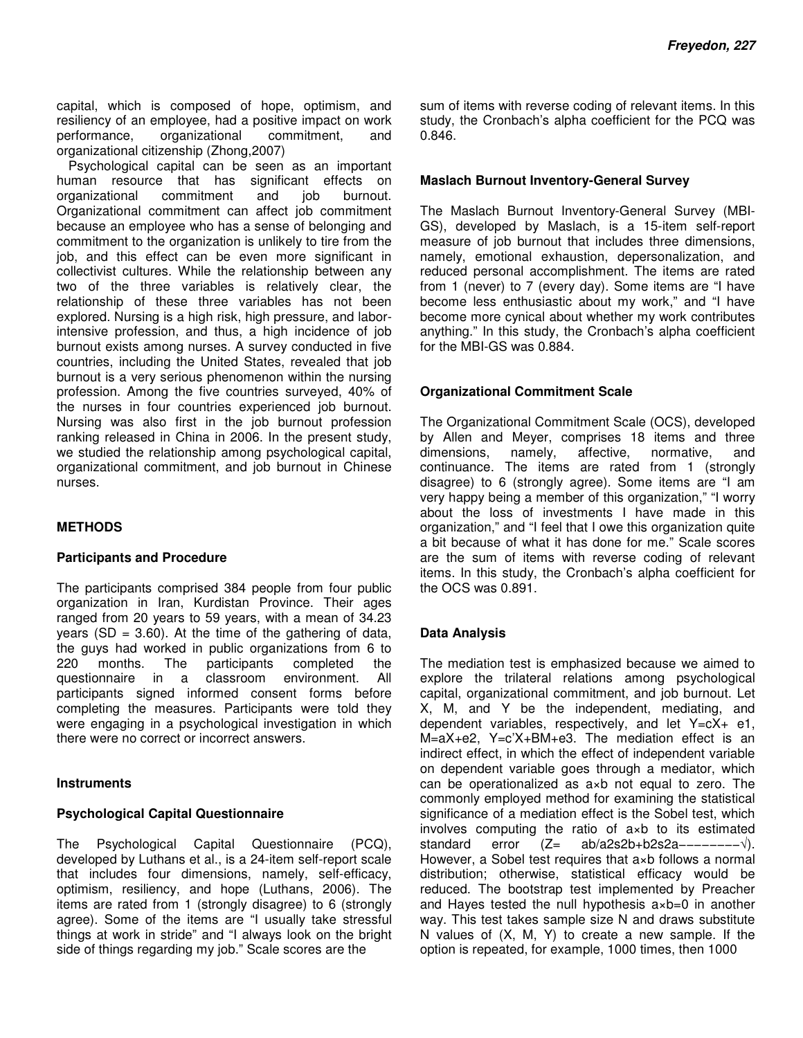capital, which is composed of hope, optimism, and resiliency of an employee, had a positive impact on work performance, organizational commitment, and organizational citizenship (Zhong,2007)

Psychological capital can be seen as an important human resource that has significant effects on organizational commitment and job burnout. Organizational commitment can affect job commitment because an employee who has a sense of belonging and commitment to the organization is unlikely to tire from the job, and this effect can be even more significant in collectivist cultures. While the relationship between any two of the three variables is relatively clear, the relationship of these three variables has not been explored. Nursing is a high risk, high pressure, and labor-intensive profession, and thus, a high incidence of job burnout exists among nurses. A survey conducted in five countries, including the United States, revealed that job burnout is a very serious phenomenon within the nursing profession. Among the five countries surveyed, 40% of the nurses in four countries experienced job burnout. Nursing was also first in the job burnout profession ranking released in China in 2006. In the present study, we studied the relationship among psychological capital, organizational commitment, and job burnout in Chinese nurses.

## METHODS

### Participants and Procedure

The participants comprised 384 people from four public organization in Iran, Kurdistan Province. Their ages ranged from 20 years to 59 years, with a mean of 34.23 years (SD = 3.60). At the time of the gathering of data, the guys had worked in public organizations from 6 to 220 months. The participants completed the questionnaire in a classroom environment. All participants signed informed consent forms before completing the measures. Participants were told they were engaging in a psychological investigation in which there were no correct or incorrect answers.

### Instruments

#### Psychological Capital Questionnaire

The Psychological Capital Questionnaire (PCQ), developed by Luthans et al., is a 24-item self-report scale that includes four dimensions, namely, self-efficacy, optimism, resiliency, and hope (Luthans, 2006). The items are rated from 1 (strongly disagree) to 6 (strongly agree). Some of the items are "I usually take stressful things at work in stride" and "I always look on the bright side of things regarding my job." Scale scores are the sum of items with reverse coding of relevant items. In this study, the Cronbach's alpha coefficient for the PCQ was 0.846.

#### Maslach Burnout Inventory-General Survey

The Maslach Burnout Inventory-General Survey (MBI-GS), developed by Maslach, is a 15-item self-report measure of job burnout that includes three dimensions, namely, emotional exhaustion, depersonalization, and reduced personal accomplishment. The items are rated from 1 (never) to 7 (every day). Some items are "I have become less enthusiastic about my work," and "I have become more cynical about whether my work contributes anything." In this study, the Cronbach's alpha coefficient for the MBI-GS was 0.884.

#### Organizational Commitment Scale

The Organizational Commitment Scale (OCS), developed by Allen and Meyer, comprises 18 items and three dimensions, namely, affective, normative, and continuance. The items are rated from 1 (strongly disagree) to 6 (strongly agree). Some items are "I am very happy being a member of this organization," "I worry about the loss of investments I have made in this organization," and "I feel that I owe this organization quite a bit because of what it has done for me." Scale scores are the sum of items with reverse coding of relevant items. In this study, the Cronbach's alpha coefficient for the OCS was 0.891.

### Data Analysis

The mediation test is emphasized because we aimed to explore the trilateral relations among psychological capital, organizational commitment, and job burnout. Let X, M, and Y be the independent, mediating, and dependent variables, respectively, and let $Y=cX+e1$, $M=aX+e2$, $Y=c'X+BM+e3$. The mediation effect is an indirect effect, in which the effect of independent variable on dependent variable goes through a mediator, which can be operationalized as $a \times b$ not equal to zero. The commonly employed method for examining the statistical significance of a mediation effect is the Sobel test, which involves computing the ratio of $a \times b$ to its estimated standard error ($Z= ab/\sqrt{a^2s^2_b+b^2s^2_a}$). However, a Sobel test requires that $a \times b$ follows a normal distribution; otherwise, statistical efficacy would be reduced. The bootstrap test implemented by Preacher and Hayes tested the null hypothesis $a \times b=0$ in another way. This test takes sample size N and draws substitute N values of (X, M, Y) to create a new sample. If the option is repeated, for example, 1000 times, then 1000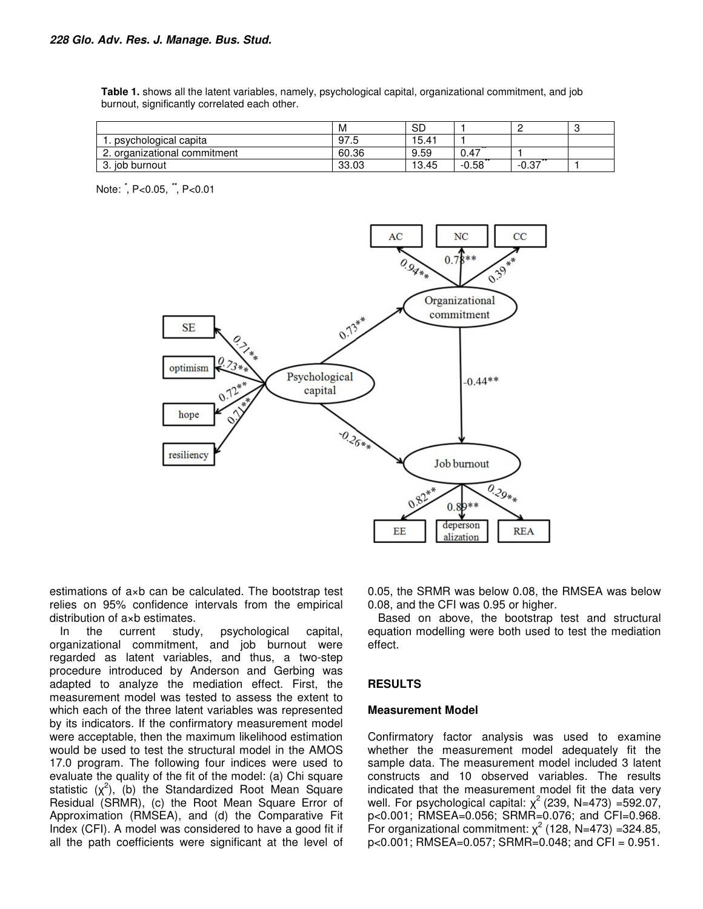**Table 1.** shows all the latent variables, namely, psychological capital, organizational commitment, and job burnout, significantly correlated each other.

| | M | SD | 1 | 2 | 3 |
|---|---|---|---|---|---|
| 1. psychological capita | 97.5 | 15.41 | 1 | | |
| 2. organizational commitment | 60.36 | 9.59 | 0.47** | 1 | |
| 3. job burnout | 33.03 | 13.45 | -0.58** | -0.37** | 1 |

Note: *, P<0.05, **, P<0.01

estimations of a×b can be calculated. The bootstrap test relies on 95% confidence intervals from the empirical distribution of a×b estimates.

In the current study, psychological capital, organizational commitment, and job burnout were regarded as latent variables, and thus, a two-step procedure introduced by Anderson and Gerbing was adapted to analyze the mediation effect. First, the measurement model was tested to assess the extent to which each of the three latent variables was represented by its indicators. If the confirmatory measurement model were acceptable, then the maximum likelihood estimation would be used to test the structural model in the AMOS 17.0 program. The following four indices were used to evaluate the quality of the fit of the model: (a) Chi square statistic ($\chi^2$), (b) the Standardized Root Mean Square Residual (SRMR), (c) the Root Mean Square Error of Approximation (RMSEA), and (d) the Comparative Fit Index (CFI). A model was considered to have a good fit if all the path coefficients were significant at the level of 0.05, the SRMR was below 0.08, the RMSEA was below 0.08, and the CFI was 0.95 or higher.

Based on above, the bootstrap test and structural equation modelling were both used to test the mediation effect.

## RESULTS

### Measurement Model

Confirmatory factor analysis was used to examine whether the measurement model adequately fit the sample data. The measurement model included 3 latent constructs and 10 observed variables. The results indicated that the measurement model fit the data very well. For psychological capital: $\chi^2$ (239, N=473) =592.07, p<0.001; RMSEA=0.056; SRMR=0.076; and CFI=0.968. For organizational commitment: $\chi^2$ (128, N=473) =324.85, p<0.001; RMSEA=0.057; SRMR=0.048; and CFI = 0.951.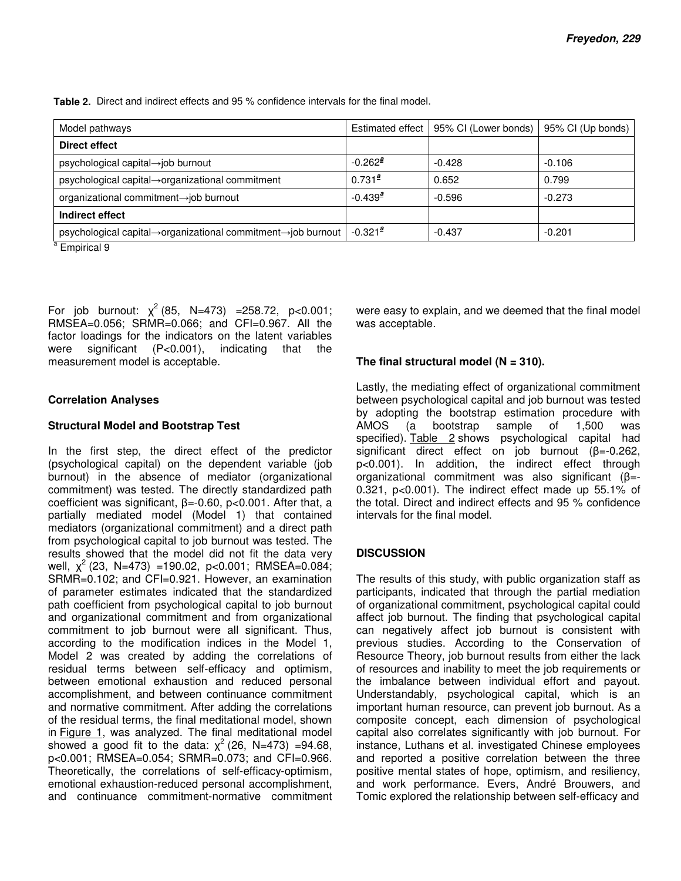**Table 2.** Direct and indirect effects and 95 % confidence intervals for the final model.

| Model pathways | Estimated effect | 95% CI (Lower bonds) | 95% CI (Up bonds) |
|---|---|---|---|
| **Direct effect** | | | |
| psychological capital→job burnout | -0.262[a] | -0.428 | -0.106 |
| psychological capital→organizational commitment | 0.731[a] | 0.652 | 0.799 |
| organizational commitment→job burnout | -0.439[a] | -0.596 | -0.273 |
| **Indirect effect** | | | |
| psychological capital→organizational commitment→job burnout | -0.321[a] | -0.437 | -0.201 |

[a] Empirical 9

For job burnout: $\chi^2$ (85, N=473) =258.72, p<0.001; RMSEA=0.056; SRMR=0.066; and CFI=0.967. All the factor loadings for the indicators on the latent variables were significant (P<0.001), indicating that the measurement model is acceptable.

### Correlation Analyses

### Structural Model and Bootstrap Test

In the first step, the direct effect of the predictor (psychological capital) on the dependent variable (job burnout) in the absence of mediator (organizational commitment) was tested. The directly standardized path coefficient was significant, β=-0.60, p<0.001. After that, a partially mediated model (Model 1) that contained mediators (organizational commitment) and a direct path from psychological capital to job burnout was tested. The results showed that the model did not fit the data very well, $\chi^2$ (23, N=473) =190.02, p<0.001; RMSEA=0.084; SRMR=0.102; and CFI=0.921. However, an examination of parameter estimates indicated that the standardized path coefficient from psychological capital to job burnout and organizational commitment and from organizational commitment to job burnout were all significant. Thus, according to the modification indices in the Model 1, Model 2 was created by adding the correlations of residual terms between self-efficacy and optimism, between emotional exhaustion and reduced personal accomplishment, and between continuance commitment and normative commitment. After adding the correlations of the residual terms, the final meditational model, shown in Figure 1, was analyzed. The final meditational model showed a good fit to the data: $\chi^2$ (26, N=473) =94.68, p<0.001; RMSEA=0.054; SRMR=0.073; and CFI=0.966. Theoretically, the correlations of self-efficacy-optimism, emotional exhaustion-reduced personal accomplishment, and continuance commitment-normative commitment were easy to explain, and we deemed that the final model was acceptable.

### The final structural model (N = 310).

Lastly, the mediating effect of organizational commitment between psychological capital and job burnout was tested by adopting the bootstrap estimation procedure with AMOS (a bootstrap sample of 1,500 was specified). Table 2 shows psychological capital had significant direct effect on job burnout (β=-0.262, p<0.001). In addition, the indirect effect through organizational commitment was also significant (β=-0.321, p<0.001). The indirect effect made up 55.1% of the total. Direct and indirect effects and 95 % confidence intervals for the final model.

## DISCUSSION

The results of this study, with public organization staff as participants, indicated that through the partial mediation of organizational commitment, psychological capital could affect job burnout. The finding that psychological capital can negatively affect job burnout is consistent with previous studies. According to the Conservation of Resource Theory, job burnout results from either the lack of resources and inability to meet the job requirements or the imbalance between individual effort and payout. Understandably, psychological capital, which is an important human resource, can prevent job burnout. As a composite concept, each dimension of psychological capital also correlates significantly with job burnout. For instance, Luthans et al. investigated Chinese employees and reported a positive correlation between the three positive mental states of hope, optimism, and resiliency, and work performance. Evers, André Brouwers, and Tomic explored the relationship between self-efficacy and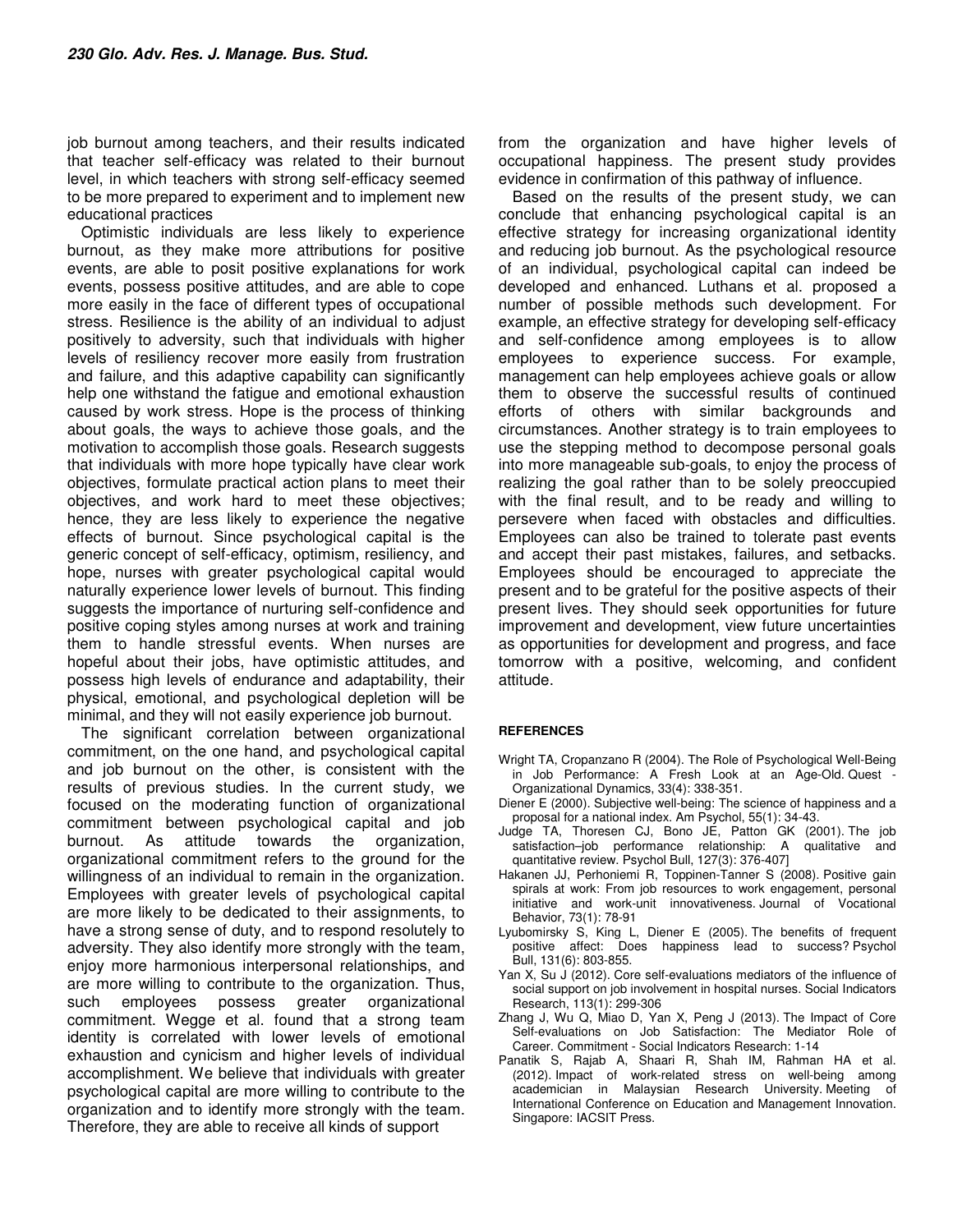job burnout among teachers, and their results indicated that teacher self-efficacy was related to their burnout level, in which teachers with strong self-efficacy seemed to be more prepared to experiment and to implement new educational practices

Optimistic individuals are less likely to experience burnout, as they make more attributions for positive events, are able to posit positive explanations for work events, possess positive attitudes, and are able to cope more easily in the face of different types of occupational stress. Resilience is the ability of an individual to adjust positively to adversity, such that individuals with higher levels of resiliency recover more easily from frustration and failure, and this adaptive capability can significantly help one withstand the fatigue and emotional exhaustion caused by work stress. Hope is the process of thinking about goals, the ways to achieve those goals, and the motivation to accomplish those goals. Research suggests that individuals with more hope typically have clear work objectives, formulate practical action plans to meet their objectives, and work hard to meet these objectives; hence, they are less likely to experience the negative effects of burnout. Since psychological capital is the generic concept of self-efficacy, optimism, resiliency, and hope, nurses with greater psychological capital would naturally experience lower levels of burnout. This finding suggests the importance of nurturing self-confidence and positive coping styles among nurses at work and training them to handle stressful events. When nurses are hopeful about their jobs, have optimistic attitudes, and possess high levels of endurance and adaptability, their physical, emotional, and psychological depletion will be minimal, and they will not easily experience job burnout.

The significant correlation between organizational commitment, on the one hand, and psychological capital and job burnout on the other, is consistent with the results of previous studies. In the current study, we focused on the moderating function of organizational commitment between psychological capital and job burnout. As attitude towards the organization, organizational commitment refers to the ground for the willingness of an individual to remain in the organization. Employees with greater levels of psychological capital are more likely to be dedicated to their assignments, to have a strong sense of duty, and to respond resolutely to adversity. They also identify more strongly with the team, enjoy more harmonious interpersonal relationships, and are more willing to contribute to the organization. Thus, such employees possess greater organizational commitment. Wegge et al. found that a strong team identity is correlated with lower levels of emotional exhaustion and cynicism and higher levels of individual accomplishment. We believe that individuals with greater psychological capital are more willing to contribute to the organization and to identify more strongly with the team. Therefore, they are able to receive all kinds of support from the organization and have higher levels of occupational happiness. The present study provides evidence in confirmation of this pathway of influence.

Based on the results of the present study, we can conclude that enhancing psychological capital is an effective strategy for increasing organizational identity and reducing job burnout. As the psychological resource of an individual, psychological capital can indeed be developed and enhanced. Luthans et al. proposed a number of possible methods such development. For example, an effective strategy for developing self-efficacy and self-confidence among employees is to allow employees to experience success. For example, management can help employees achieve goals or allow them to observe the successful results of continued efforts of others with similar backgrounds and circumstances. Another strategy is to train employees to use the stepping method to decompose personal goals into more manageable sub-goals, to enjoy the process of realizing the goal rather than to be solely preoccupied with the final result, and to be ready and willing to persevere when faced with obstacles and difficulties. Employees can also be trained to tolerate past events and accept their past mistakes, failures, and setbacks. Employees should be encouraged to appreciate the present and to be grateful for the positive aspects of their present lives. They should seek opportunities for future improvement and development, view future uncertainties as opportunities for development and progress, and face tomorrow with a positive, welcoming, and confident attitude.

## REFERENCES

Wright TA, Cropanzano R (2004). The Role of Psychological Well-Being in Job Performance: A Fresh Look at an Age-Old. Quest - Organizational Dynamics, 33(4): 338-351.

Diener E (2000). Subjective well-being: The science of happiness and a proposal for a national index. Am Psychol, 55(1): 34-43.

Judge TA, Thoresen CJ, Bono JE, Patton GK (2001). The job satisfaction–job performance relationship: A qualitative and quantitative review. Psychol Bull, 127(3): 376-407]

Hakanen JJ, Perhoniemi R, Toppinen-Tanner S (2008). Positive gain spirals at work: From job resources to work engagement, personal initiative and work-unit innovativeness. Journal of Vocational Behavior, 73(1): 78-91

Lyubomirsky S, King L, Diener E (2005). The benefits of frequent positive affect: Does happiness lead to success? Psychol Bull, 131(6): 803-855.

Yan X, Su J (2012). Core self-evaluations mediators of the influence of social support on job involvement in hospital nurses. Social Indicators Research, 113(1): 299-306

Zhang J, Wu Q, Miao D, Yan X, Peng J (2013). The Impact of Core Self-evaluations on Job Satisfaction: The Mediator Role of Career. Commitment - Social Indicators Research: 1-14

Panatik S, Rajab A, Shaari R, Shah IM, Rahman HA et al. (2012). Impact of work-related stress on well-being among academician in Malaysian Research University. Meeting of International Conference on Education and Management Innovation. Singapore: IACSIT Press.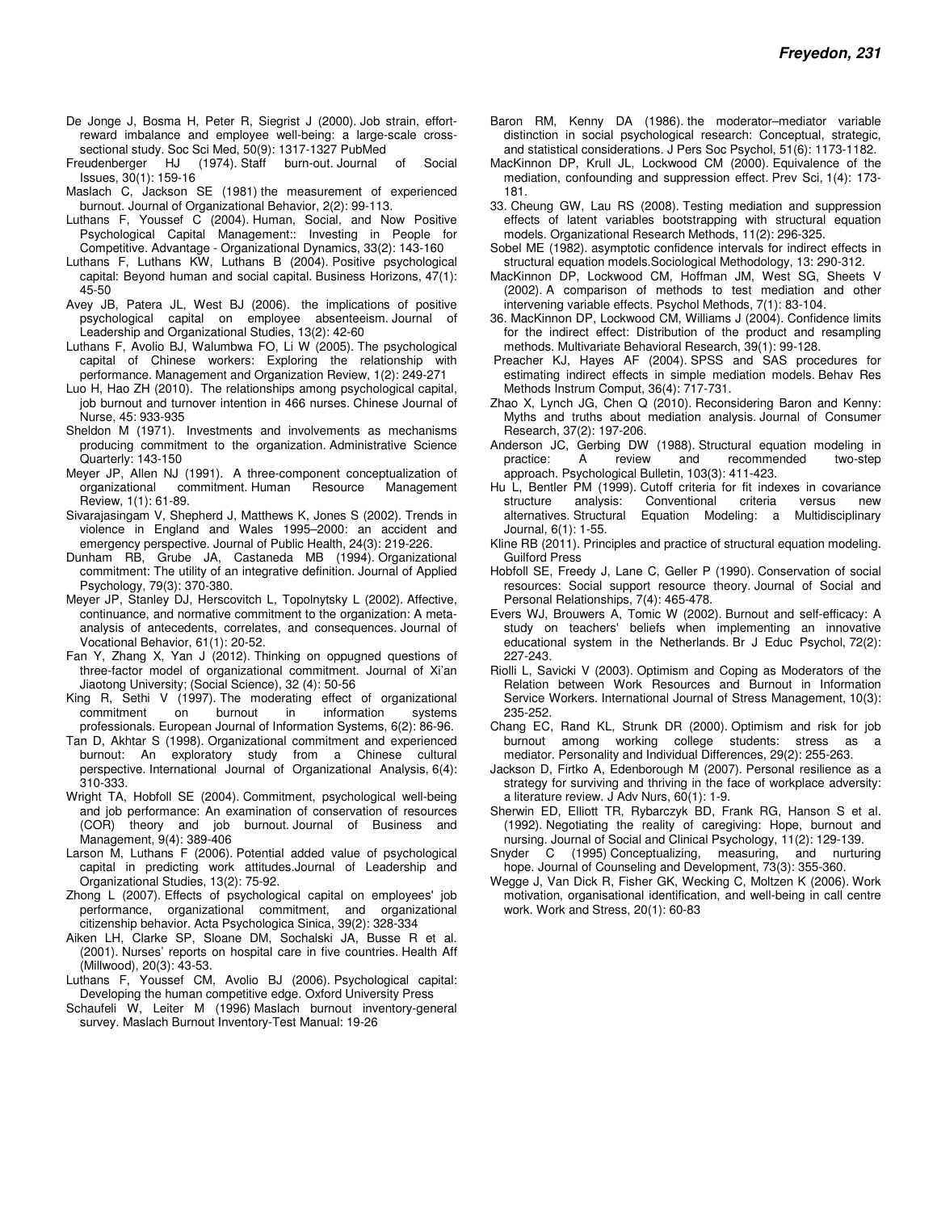De Jonge J, Bosma H, Peter R, Siegrist J (2000). Job strain, effort-reward imbalance and employee well-being: a large-scale cross-sectional study. Soc Sci Med, 50(9): 1317-1327 PubMed

Freudenberger HJ (1974). Staff burn-out. Journal of Social Issues, 30(1): 159-16

Maslach C, Jackson SE (1981) the measurement of experienced burnout. Journal of Organizational Behavior, 2(2): 99-113.

Luthans F, Youssef C (2004). Human, Social, and Now Positive Psychological Capital Management:: Investing in People for Competitive. Advantage - Organizational Dynamics, 33(2): 143-160

Luthans F, Luthans KW, Luthans B (2004). Positive psychological capital: Beyond human and social capital. Business Horizons, 47(1): 45-50

Avey JB, Patera JL, West BJ (2006). the implications of positive psychological capital on employee absenteeism. Journal of Leadership and Organizational Studies, 13(2): 42-60

Luthans F, Avolio BJ, Walumbwa FO, Li W (2005). The psychological capital of Chinese workers: Exploring the relationship with performance. Management and Organization Review, 1(2): 249-271

Luo H, Hao ZH (2010). The relationships among psychological capital, job burnout and turnover intention in 466 nurses. Chinese Journal of Nurse, 45: 933-935

Sheldon M (1971). Investments and involvements as mechanisms producing commitment to the organization. Administrative Science Quarterly: 143-150

Meyer JP, Allen NJ (1991). A three-component conceptualization of organizational commitment. Human Resource Management Review, 1(1): 61-89.

Sivarajasingam V, Shepherd J, Matthews K, Jones S (2002). Trends in violence in England and Wales 1995–2000: an accident and emergency perspective. Journal of Public Health, 24(3): 219-226.

Dunham RB, Grube JA, Castaneda MB (1994). Organizational commitment: The utility of an integrative definition. Journal of Applied Psychology, 79(3): 370-380.

Meyer JP, Stanley DJ, Herscovitch L, Topolnytsky L (2002). Affective, continuance, and normative commitment to the organization: A meta-analysis of antecedents, correlates, and consequences. Journal of Vocational Behavior, 61(1): 20-52.

Fan Y, Zhang X, Yan J (2012). Thinking on oppugned questions of three-factor model of organizational commitment. Journal of Xi'an Jiaotong University; (Social Science), 32 (4): 50-56

King R, Sethi V (1997). The moderating effect of organizational commitment on burnout in information systems professionals. European Journal of Information Systems, 6(2): 86-96.

Tan D, Akhtar S (1998). Organizational commitment and experienced burnout: An exploratory study from a Chinese cultural perspective. International Journal of Organizational Analysis, 6(4): 310-333.

Wright TA, Hobfoll SE (2004). Commitment, psychological well-being and job performance: An examination of conservation of resources (COR) theory and job burnout. Journal of Business and Management, 9(4): 389-406

Larson M, Luthans F (2006). Potential added value of psychological capital in predicting work attitudes.Journal of Leadership and Organizational Studies, 13(2): 75-92.

Zhong L (2007). Effects of psychological capital on employees' job performance, organizational commitment, and organizational citizenship behavior. Acta Psychologica Sinica, 39(2): 328-334

Aiken LH, Clarke SP, Sloane DM, Sochalski JA, Busse R et al. (2001). Nurses' reports on hospital care in five countries. Health Aff (Millwood), 20(3): 43-53.

Luthans F, Youssef CM, Avolio BJ (2006). Psychological capital: Developing the human competitive edge. Oxford University Press

Schaufeli W, Leiter M (1996) Maslach burnout inventory-general survey. Maslach Burnout Inventory-Test Manual: 19-26

Baron RM, Kenny DA (1986). the moderator–mediator variable distinction in social psychological research: Conceptual, strategic, and statistical considerations. J Pers Soc Psychol, 51(6): 1173-1182.

MacKinnon DP, Krull JL, Lockwood CM (2000). Equivalence of the mediation, confounding and suppression effect. Prev Sci, 1(4): 173-181.

33. Cheung GW, Lau RS (2008). Testing mediation and suppression effects of latent variables bootstrapping with structural equation models. Organizational Research Methods, 11(2): 296-325.

Sobel ME (1982). asymptotic confidence intervals for indirect effects in structural equation models.Sociological Methodology, 13: 290-312.

MacKinnon DP, Lockwood CM, Hoffman JM, West SG, Sheets V (2002). A comparison of methods to test mediation and other intervening variable effects. Psychol Methods, 7(1): 83-104.

36. MacKinnon DP, Lockwood CM, Williams J (2004). Confidence limits for the indirect effect: Distribution of the product and resampling methods. Multivariate Behavioral Research, 39(1): 99-128.

Preacher KJ, Hayes AF (2004). SPSS and SAS procedures for estimating indirect effects in simple mediation models. Behav Res Methods Instrum Comput, 36(4): 717-731.

Zhao X, Lynch JG, Chen Q (2010). Reconsidering Baron and Kenny: Myths and truths about mediation analysis. Journal of Consumer Research, 37(2): 197-206.

Anderson JC, Gerbing DW (1988). Structural equation modeling in practice: A review and recommended two-step approach. Psychological Bulletin, 103(3): 411-423.

Hu L, Bentler PM (1999). Cutoff criteria for fit indexes in covariance structure analysis: Conventional criteria versus new alternatives. Structural Equation Modeling: a Multidisciplinary Journal, 6(1): 1-55.

Kline RB (2011). Principles and practice of structural equation modeling. Guilford Press

Hobfoll SE, Freedy J, Lane C, Geller P (1990). Conservation of social resources: Social support resource theory. Journal of Social and Personal Relationships, 7(4): 465-478.

Evers WJ, Brouwers A, Tomic W (2002). Burnout and self-efficacy: A study on teachers' beliefs when implementing an innovative educational system in the Netherlands. Br J Educ Psychol, 72(2): 227-243.

Riolli L, Savicki V (2003). Optimism and Coping as Moderators of the Relation between Work Resources and Burnout in Information Service Workers. International Journal of Stress Management, 10(3): 235-252.

Chang EC, Rand KL, Strunk DR (2000). Optimism and risk for job burnout among working college students: stress as a mediator. Personality and Individual Differences, 29(2): 255-263.

Jackson D, Firtko A, Edenborough M (2007). Personal resilience as a strategy for surviving and thriving in the face of workplace adversity: a literature review. J Adv Nurs, 60(1): 1-9.

Sherwin ED, Elliott TR, Rybarczyk BD, Frank RG, Hanson S et al. (1992). Negotiating the reality of caregiving: Hope, burnout and nursing. Journal of Social and Clinical Psychology, 11(2): 129-139.

Snyder C (1995) Conceptualizing, measuring, and nurturing hope. Journal of Counseling and Development, 73(3): 355-360.

Wegge J, Van Dick R, Fisher GK, Wecking C, Moltzen K (2006). Work motivation, organisational identification, and well-being in call centre work. Work and Stress, 20(1): 60-83